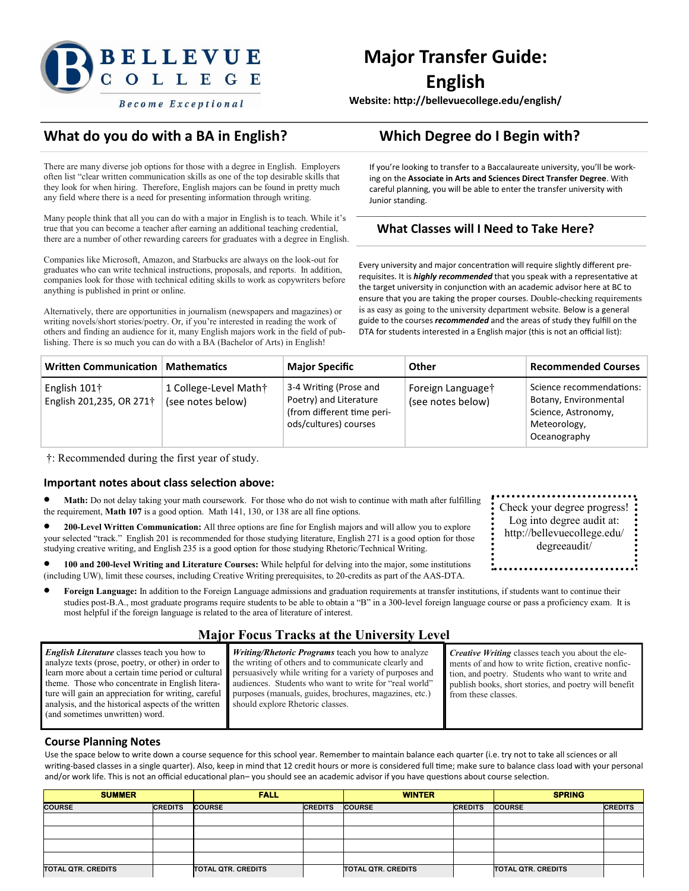BELLEVUE COLLEGE

*Become Exceptional*

# Major Transfer Guide: English

**Website: http://bellevuecollege.edu/english/**

## What do you do with a BA in English?

There are many diverse job options for those with a degree in English. Employers often list "clear written communication skills as one of the top desirable skills that they look for when hiring. Therefore, English majors can be found in pretty much any field where there is a need for presenting information through writing.

Many people think that all you can do with a major in English is to teach. While it's true that you can become a teacher after earning an additional teaching credential, there are a number of other rewarding careers for graduates with a degree in English.

Companies like Microsoft, Amazon, and Starbucks are always on the look-out for graduates who can write technical instructions, proposals, and reports. In addition, companies look for those with technical editing skills to work as copywriters before anything is published in print or online.

Alternatively, there are opportunities in journalism (newspapers and magazines) or writing novels/short stories/poetry. Or, if you're interested in reading the work of others and finding an audience for it, many English majors work in the field of publishing. There is so much you can do with a BA (Bachelor of Arts) in English!

## Which Degree do I Begin with?

If you're looking to transfer to a Baccalaureate university, you'll be working on the **Associate in Arts and Sciences Direct Transfer Degree**. With careful planning, you will be able to enter the transfer university with Junior standing.

## What Classes will I Need to Take Here?

Every university and major concentration will require slightly different pre-requisites. It is ***highly recommended*** that you speak with a representative at the target university in conjunction with an academic advisor here at BC to ensure that you are taking the proper courses. Double-checking requirements is as easy as going to the university department website. Below is a general guide to the courses ***recommended*** and the areas of study they fulfill on the DTA for students interested in a English major (this is not an official list):

| Written Communication | Mathematics | Major Specific | Other | Recommended Courses |
|---|---|---|---|---|
| English 101†<br>English 201,235, OR 271† | 1 College-Level Math†<br>(see notes below) | 3-4 Writing (Prose and Poetry) and Literature (from different time periods/cultures) courses | Foreign Language†<br>(see notes below) | Science recommendations: Botany, Environmental Science, Astronomy, Meteorology, Oceanography |

†: Recommended during the first year of study.

### Important notes about class selection above:

- **Math:** Do not delay taking your math coursework. For those who do not wish to continue with math after fulfilling the requirement, **Math 107** is a good option. Math 141, 130, or 138 are all fine options.
- **200-Level Written Communication:** All three options are fine for English majors and will allow you to explore your selected "track." English 201 is recommended for those studying literature, English 271 is a good option for those studying creative writing, and English 235 is a good option for those studying Rhetoric/Technical Writing.
- **100 and 200-level Writing and Literature Courses:** While helpful for delving into the major, some institutions (including UW), limit these courses, including Creative Writing prerequisites, to 20-credits as part of the AAS-DTA.
- **Foreign Language:** In addition to the Foreign Language admissions and graduation requirements at transfer institutions, if students want to continue their studies post-B.A., most graduate programs require students to be able to obtain a "B" in a 300-level foreign language course or pass a proficiency exam. It is most helpful if the foreign language is related to the area of literature of interest.

Check your degree progress! Log into degree audit at: http://bellevuecollege.edu/degreeaudit/

## Major Focus Tracks at the University Level

***English Literature*** classes teach you how to analyze texts (prose, poetry, or other) in order to learn more about a certain time period or cultural theme. Those who concentrate in English literature will gain an appreciation for writing, careful analysis, and the historical aspects of the written (and sometimes unwritten) word.

***Writing/Rhetoric Programs*** teach you how to analyze the writing of others and to communicate clearly and persuasively while writing for a variety of purposes and audiences. Students who want to write for "real world" purposes (manuals, guides, brochures, magazines, etc.) should explore Rhetoric classes.

***Creative Writing*** classes teach you about the elements of and how to write fiction, creative nonfiction, and poetry. Students who want to write and publish books, short stories, and poetry will benefit from these classes.

### Course Planning Notes

Use the space below to write down a course sequence for this school year. Remember to maintain balance each quarter (i.e. try not to take all sciences or all writing-based classes in a single quarter). Also, keep in mind that 12 credit hours or more is considered full time; make sure to balance class load with your personal and/or work life. This is not an official educational plan– you should see an academic advisor if you have questions about course selection.

| SUMMER | | FALL | | WINTER | | SPRING | |
|---|---|---|---|---|---|---|---|
| COURSE | CREDITS | COURSE | CREDITS | COURSE | CREDITS | COURSE | CREDITS |
| | | | | | | | |
| | | | | | | | |
| | | | | | | | |
| | | | | | | | |
| TOTAL QTR. CREDITS | | TOTAL QTR. CREDITS | | TOTAL QTR. CREDITS | | TOTAL QTR. CREDITS | |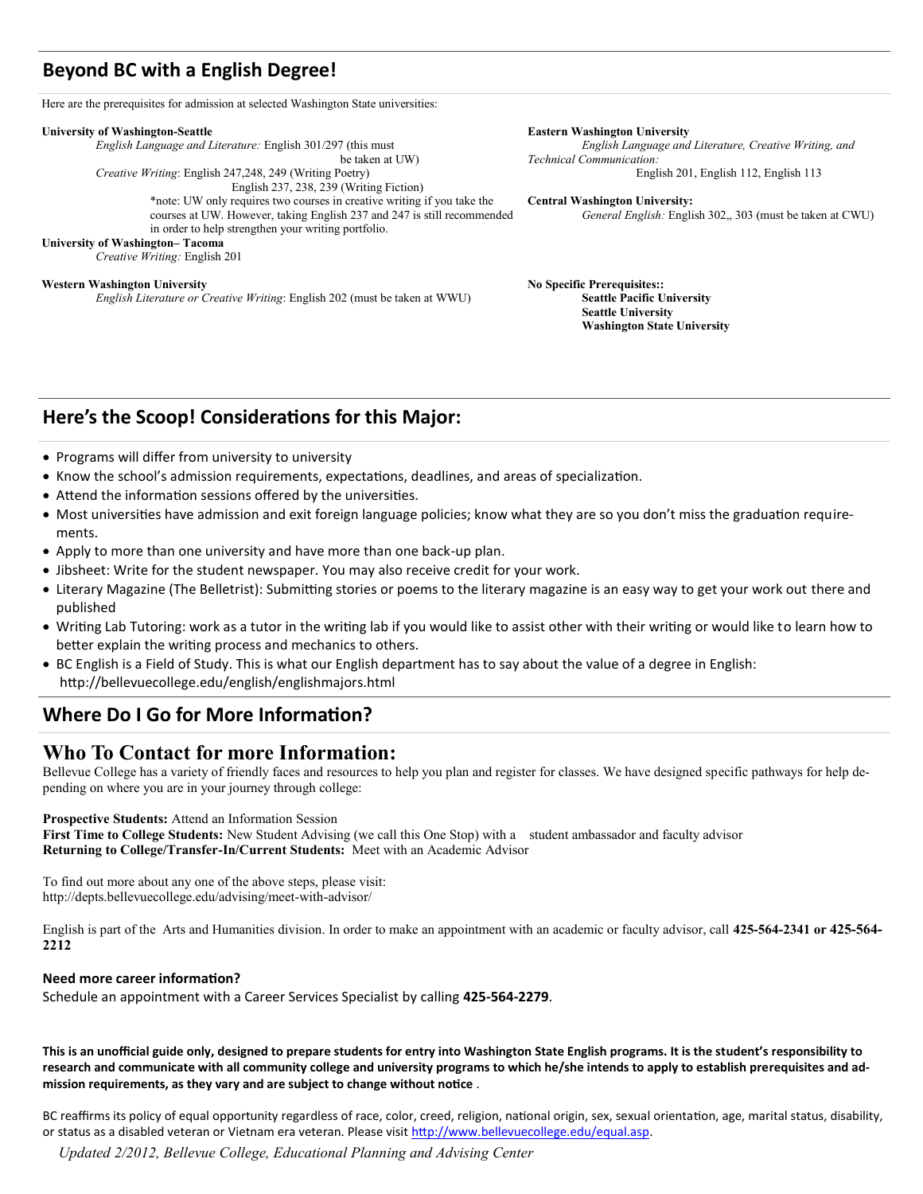## Beyond BC with a English Degree!

Here are the prerequisites for admission at selected Washington State universities:

**University of Washington-Seattle**

*English Language and Literature:* English 301/297 (this must be taken at UW)

*Creative Writing*: English 247,248, 249 (Writing Poetry)
English 237, 238, 239 (Writing Fiction)

*note: UW only requires two courses in creative writing if you take the courses at UW. However, taking English 237 and 247 is still recommended in order to help strengthen your writing portfolio.

**University of Washington– Tacoma**

*Creative Writing:* English 201

**Western Washington University**

*English Literature or Creative Writing*: English 202 (must be taken at WWU)

**Eastern Washington University**

*English Language and Literature, Creative Writing, and Technical Communication:*
English 201, English 112, English 113

**Central Washington University:**

*General English:* English 302,, 303 (must be taken at CWU)

**No Specific Prerequisites::**

**Seattle Pacific University**
**Seattle University**
**Washington State University**

## Here's the Scoop! Considerations for this Major:

- Programs will differ from university to university
- Know the school's admission requirements, expectations, deadlines, and areas of specialization.
- Attend the information sessions offered by the universities.
- Most universities have admission and exit foreign language policies; know what they are so you don't miss the graduation requirements.
- Apply to more than one university and have more than one back-up plan.
- Jibsheet: Write for the student newspaper. You may also receive credit for your work.
- Literary Magazine (The Belletrist): Submitting stories or poems to the literary magazine is an easy way to get your work out there and published
- Writing Lab Tutoring: work as a tutor in the writing lab if you would like to assist other with their writing or would like to learn how to better explain the writing process and mechanics to others.
- BC English is a Field of Study. This is what our English department has to say about the value of a degree in English: http://bellevuecollege.edu/english/englishmajors.html

## Where Do I Go for More Information?

## Who To Contact for more Information:

Bellevue College has a variety of friendly faces and resources to help you plan and register for classes. We have designed specific pathways for help depending on where you are in your journey through college:

**Prospective Students:** Attend an Information Session
**First Time to College Students:** New Student Advising (we call this One Stop) with a student ambassador and faculty advisor
**Returning to College/Transfer-In/Current Students:** Meet with an Academic Advisor

To find out more about any one of the above steps, please visit:
http://depts.bellevuecollege.edu/advising/meet-with-advisor/

English is part of the Arts and Humanities division. In order to make an appointment with an academic or faculty advisor, call **425-564-2341 or 425-564-2212**

### Need more career information?

Schedule an appointment with a Career Services Specialist by calling **425-564-2279**.

**This is an unofficial guide only, designed to prepare students for entry into Washington State English programs. It is the student's responsibility to research and communicate with all community college and university programs to which he/she intends to apply to establish prerequisites and admission requirements, as they vary and are subject to change without notice** .

BC reaffirms its policy of equal opportunity regardless of race, color, creed, religion, national origin, sex, sexual orientation, age, marital status, disability, or status as a disabled veteran or Vietnam era veteran. Please visit http://www.bellevuecollege.edu/equal.asp.

*Updated 2/2012, Bellevue College, Educational Planning and Advising Center*